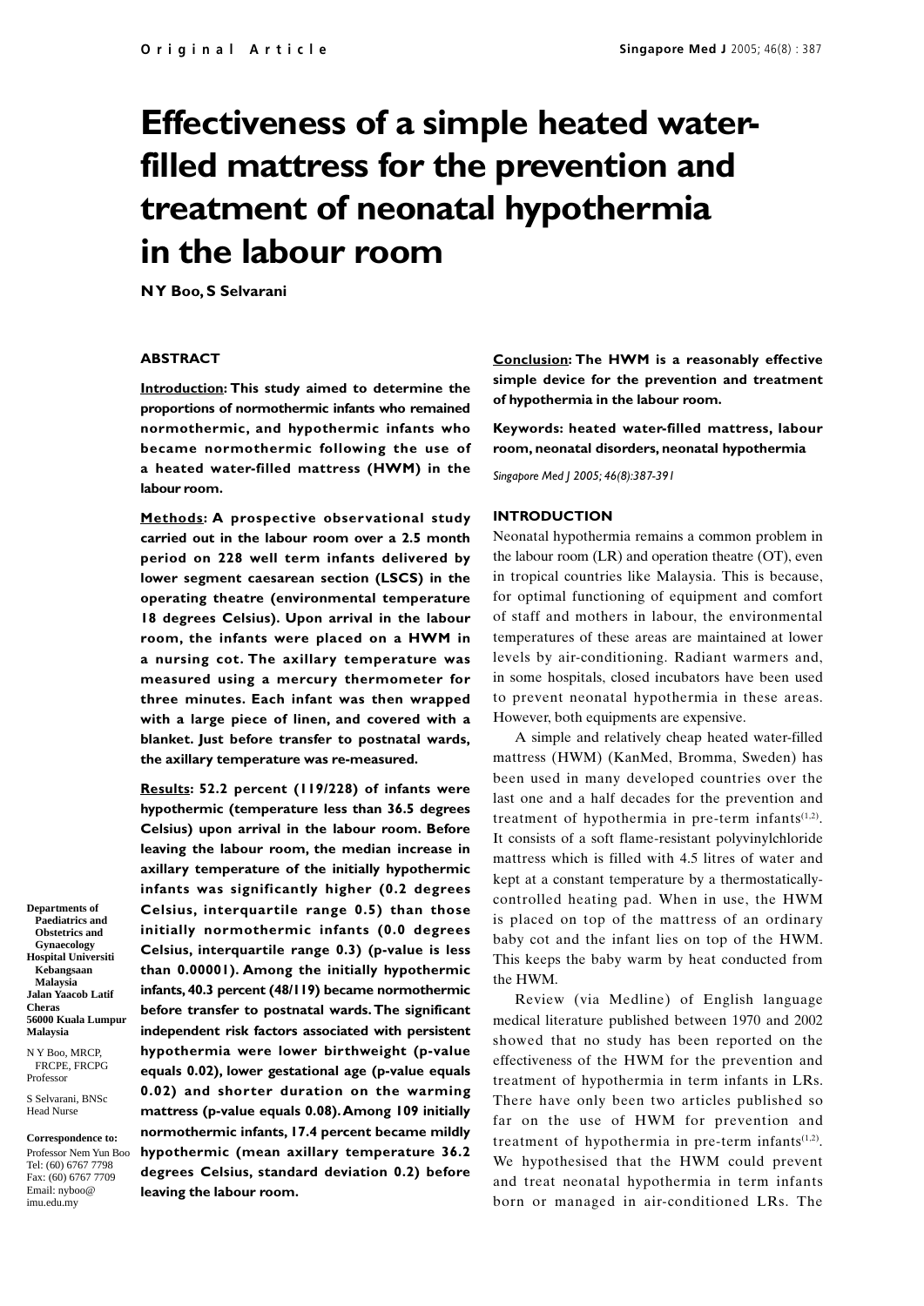Original Article

# Effectiveness of a simple heated water-filled mattress for the prevention and treatment of neonatal hypothermia in the labour room

**N Y Boo, S Selvarani**

### ABSTRACT

**Introduction: This study aimed to determine the proportions of normothermic infants who remained normothermic, and hypothermic infants who became normothermic following the use of a heated water-filled mattress (HWM) in the labour room.**

**Methods: A prospective observational study carried out in the labour room over a 2.5 month period on 228 well term infants delivered by lower segment caesarean section (LSCS) in the operating theatre (environmental temperature 18 degrees Celsius). Upon arrival in the labour room, the infants were placed on a HWM in a nursing cot. The axillary temperature was measured using a mercury thermometer for three minutes. Each infant was then wrapped with a large piece of linen, and covered with a blanket. Just before transfer to postnatal wards, the axillary temperature was re-measured.**

**Results: 52.2 percent (119/228) of infants were hypothermic (temperature less than 36.5 degrees Celsius) upon arrival in the labour room. Before leaving the labour room, the median increase in axillary temperature of the initially hypothermic infants was significantly higher (0.2 degrees Celsius, interquartile range 0.5) than those initially normothermic infants (0.0 degrees Celsius, interquartile range 0.3) (p-value is less than 0.00001). Among the initially hypothermic infants, 40.3 percent (48/119) became normothermic before transfer to postnatal wards. The significant independent risk factors associated with persistent hypothermia were lower birthweight (p-value equals 0.02), lower gestational age (p-value equals 0.02) and shorter duration on the warming mattress (p-value equals 0.08). Among 109 initially normothermic infants, 17.4 percent became mildly hypothermic (mean axillary temperature 36.2 degrees Celsius, standard deviation 0.2) before leaving the labour room.**

**Conclusion: The HWM is a reasonably effective simple device for the prevention and treatment of hypothermia in the labour room.**

**Keywords: heated water-filled mattress, labour room, neonatal disorders, neonatal hypothermia**

*Singapore Med J 2005; 46(8):387-391*

**Departments of Paediatrics and Obstetrics and Gynaecology**
**Hospital Universiti Kebangsaan Malaysia**
**Jalan Yaacob Latif Cheras**
**56000 Kuala Lumpur Malaysia**

N Y Boo, MRCP, FRCPE, FRCPG
Professor

S Selvarani, BNSc
Head Nurse

**Correspondence to:**
Professor Nem Yun Boo
Tel: (60) 6767 7798
Fax: (60) 6767 7709
Email: nyboo@imu.edu.my

### INTRODUCTION

Neonatal hypothermia remains a common problem in the labour room (LR) and operation theatre (OT), even in tropical countries like Malaysia. This is because, for optimal functioning of equipment and comfort of staff and mothers in labour, the environmental temperatures of these areas are maintained at lower levels by air-conditioning. Radiant warmers and, in some hospitals, closed incubators have been used to prevent neonatal hypothermia in these areas. However, both equipments are expensive.

A simple and relatively cheap heated water-filled mattress (HWM) (KanMed, Bromma, Sweden) has been used in many developed countries over the last one and a half decades for the prevention and treatment of hypothermia in pre-term infants[1,2]. It consists of a soft flame-resistant polyvinylchloride mattress which is filled with 4.5 litres of water and kept at a constant temperature by a thermostatically-controlled heating pad. When in use, the HWM is placed on top of the mattress of an ordinary baby cot and the infant lies on top of the HWM. This keeps the baby warm by heat conducted from the HWM.

Review (via Medline) of English language medical literature published between 1970 and 2002 showed that no study has been reported on the effectiveness of the HWM for the prevention and treatment of hypothermia in term infants in LRs. There have only been two articles published so far on the use of HWM for prevention and treatment of hypothermia in pre-term infants[1,2]. We hypothesised that the HWM could prevent and treat neonatal hypothermia in term infants born or managed in air-conditioned LRs. The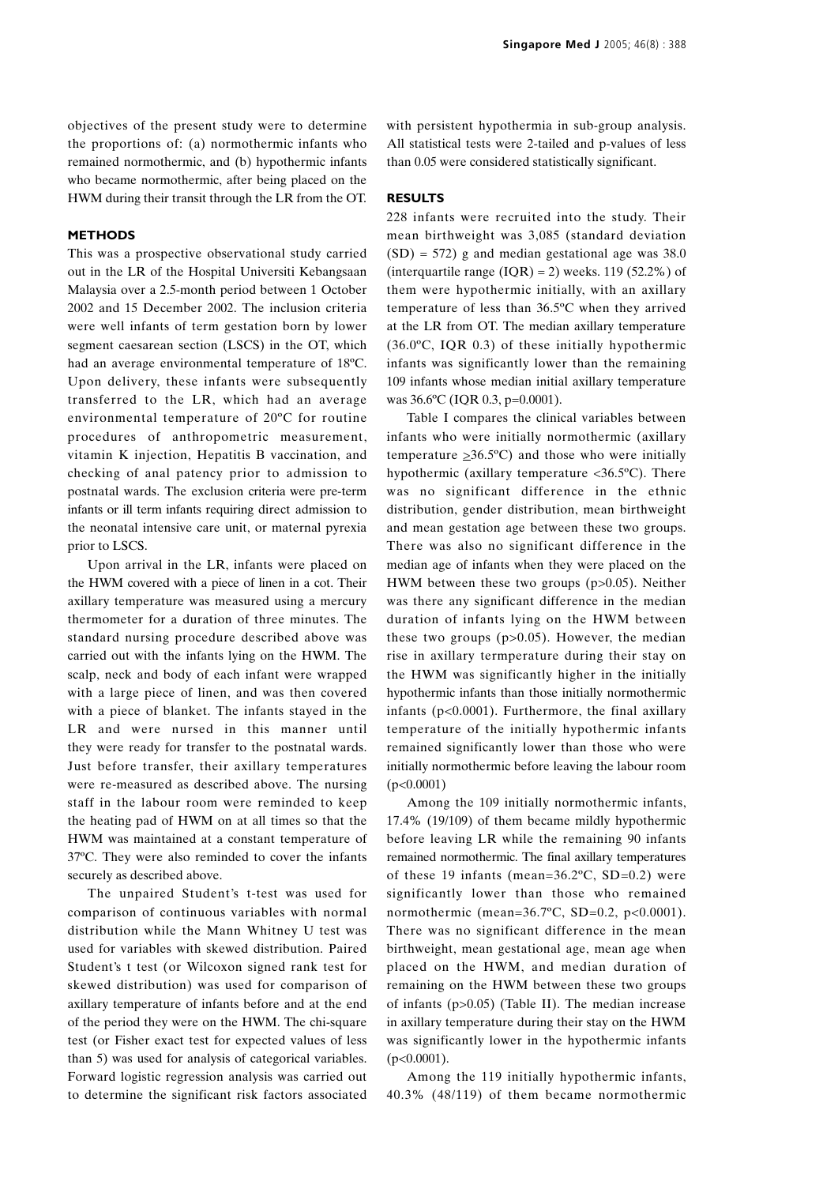objectives of the present study were to determine the proportions of: (a) normothermic infants who remained normothermic, and (b) hypothermic infants who became normothermic, after being placed on the HWM during their transit through the LR from the OT.

## METHODS

This was a prospective observational study carried out in the LR of the Hospital Universiti Kebangsaan Malaysia over a 2.5-month period between 1 October 2002 and 15 December 2002. The inclusion criteria were well infants of term gestation born by lower segment caesarean section (LSCS) in the OT, which had an average environmental temperature of 18ºC. Upon delivery, these infants were subsequently transferred to the LR, which had an average environmental temperature of 20ºC for routine procedures of anthropometric measurement, vitamin K injection, Hepatitis B vaccination, and checking of anal patency prior to admission to postnatal wards. The exclusion criteria were pre-term infants or ill term infants requiring direct admission to the neonatal intensive care unit, or maternal pyrexia prior to LSCS.

Upon arrival in the LR, infants were placed on the HWM covered with a piece of linen in a cot. Their axillary temperature was measured using a mercury thermometer for a duration of three minutes. The standard nursing procedure described above was carried out with the infants lying on the HWM. The scalp, neck and body of each infant were wrapped with a large piece of linen, and was then covered with a piece of blanket. The infants stayed in the LR and were nursed in this manner until they were ready for transfer to the postnatal wards. Just before transfer, their axillary temperatures were re-measured as described above. The nursing staff in the labour room were reminded to keep the heating pad of HWM on at all times so that the HWM was maintained at a constant temperature of 37ºC. They were also reminded to cover the infants securely as described above.

The unpaired Student's t-test was used for comparison of continuous variables with normal distribution while the Mann Whitney U test was used for variables with skewed distribution. Paired Student's t test (or Wilcoxon signed rank test for skewed distribution) was used for comparison of axillary temperature of infants before and at the end of the period they were on the HWM. The chi-square test (or Fisher exact test for expected values of less than 5) was used for analysis of categorical variables. Forward logistic regression analysis was carried out to determine the significant risk factors associated with persistent hypothermia in sub-group analysis. All statistical tests were 2-tailed and p-values of less than 0.05 were considered statistically significant.

## RESULTS

228 infants were recruited into the study. Their mean birthweight was 3,085 (standard deviation (SD) = 572) g and median gestational age was 38.0 (interquartile range (IQR) = 2) weeks. 119 (52.2%) of them were hypothermic initially, with an axillary temperature of less than 36.5ºC when they arrived at the LR from OT. The median axillary temperature (36.0ºC, IQR 0.3) of these initially hypothermic infants was significantly lower than the remaining 109 infants whose median initial axillary temperature was 36.6ºC (IQR 0.3, p=0.0001).

Table I compares the clinical variables between infants who were initially normothermic (axillary temperature ≥36.5ºC) and those who were initially hypothermic (axillary temperature <36.5ºC). There was no significant difference in the ethnic distribution, gender distribution, mean birthweight and mean gestation age between these two groups. There was also no significant difference in the median age of infants when they were placed on the HWM between these two groups (p>0.05). Neither was there any significant difference in the median duration of infants lying on the HWM between these two groups (p>0.05). However, the median rise in axillary termperature during their stay on the HWM was significantly higher in the initially hypothermic infants than those initially normothermic infants (p<0.0001). Furthermore, the final axillary temperature of the initially hypothermic infants remained significantly lower than those who were initially normothermic before leaving the labour room (p<0.0001)

Among the 109 initially normothermic infants, 17.4% (19/109) of them became mildly hypothermic before leaving LR while the remaining 90 infants remained normothermic. The final axillary temperatures of these 19 infants (mean=36.2ºC, SD=0.2) were significantly lower than those who remained normothermic (mean=36.7ºC, SD=0.2, p<0.0001). There was no significant difference in the mean birthweight, mean gestational age, mean age when placed on the HWM, and median duration of remaining on the HWM between these two groups of infants (p>0.05) (Table II). The median increase in axillary temperature during their stay on the HWM was significantly lower in the hypothermic infants (p<0.0001).

Among the 119 initially hypothermic infants, 40.3% (48/119) of them became normothermic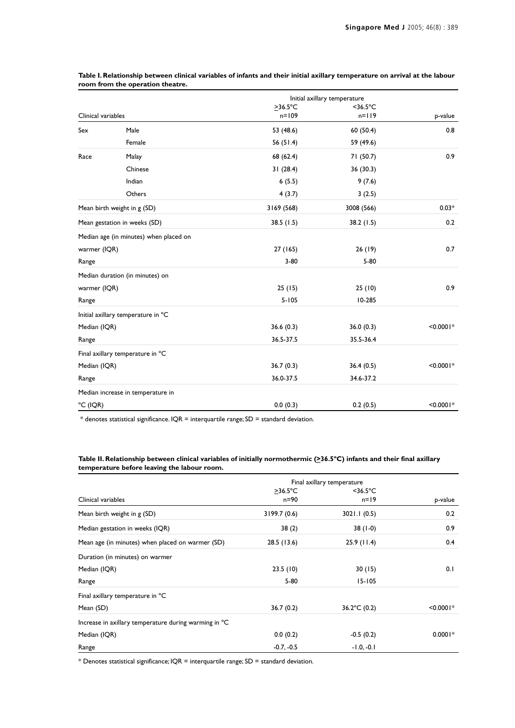**Table I. Relationship between clinical variables of infants and their initial axillary temperature on arrival at the labour room from the operation theatre.**

| Clinical variables | | Initial axillary temperature ≥36.5°C n=109 | Initial axillary temperature <36.5°C n=119 | p-value |
|---|---|---|---|---|
| Sex | Male | 53 (48.6) | 60 (50.4) | 0.8 |
| | Female | 56 (51.4) | 59 (49.6) | |
| Race | Malay | 68 (62.4) | 71 (50.7) | 0.9 |
| | Chinese | 31 (28.4) | 36 (30.3) | |
| | Indian | 6 (5.5) | 9 (7.6) | |
| | Others | 4 (3.7) | 3 (2.5) | |
| Mean birth weight in g (SD) | | 3169 (568) | 3008 (566) | 0.03* |
| Mean gestation in weeks (SD) | | 38.5 (1.5) | 38.2 (1.5) | 0.2 |
| Median age (in minutes) when placed on warmer (IQR) | | 27 (165) | 26 (19) | 0.7 |
| Range | | 3-80 | 5-80 | |
| Median duration (in minutes) on warmer (IQR) | | 25 (15) | 25 (10) | 0.9 |
| Range | | 5-105 | 10-285 | |
| Initial axillary temperature in °C Median (IQR) | | 36.6 (0.3) | 36.0 (0.3) | <0.0001* |
| Range | | 36.5-37.5 | 35.5-36.4 | |
| Final axillary temperature in °C Median (IQR) | | 36.7 (0.3) | 36.4 (0.5) | <0.0001* |
| Range | | 36.0-37.5 | 34.6-37.2 | |
| Median increase in temperature in °C (IQR) | | 0.0 (0.3) | 0.2 (0.5) | <0.0001* |

* denotes statistical significance. IQR = interquartile range; SD = standard deviation.

**Table II. Relationship between clinical variables of initially normothermic (≥36.5°C) infants and their final axillary temperature before leaving the labour room.**

| Clinical variables | Final axillary temperature ≥36.5°C n=90 | Final axillary temperature <36.5°C n=19 | p-value |
|---|---|---|---|
| Mean birth weight in g (SD) | 3199.7 (0.6) | 3021.1 (0.5) | 0.2 |
| Median gestation in weeks (IQR) | 38 (2) | 38 (1-0) | 0.9 |
| Mean age (in minutes) when placed on warmer (SD) | 28.5 (13.6) | 25.9 (11.4) | 0.4 |
| Duration (in minutes) on warmer Median (IQR) | 23.5 (10) | 30 (15) | 0.1 |
| Range | 5-80 | 15-105 | |
| Final axillary temperature in °C Mean (SD) | 36.7 (0.2) | 36.2°C (0.2) | <0.0001* |
| Increase in axillary temperature during warming in °C Median (IQR) | 0.0 (0.2) | -0.5 (0.2) | 0.0001* |
| Range | -0.7, -0.5 | -1.0, -0.1 | |

* Denotes statistical significance; IQR = interquartile range; SD = standard deviation.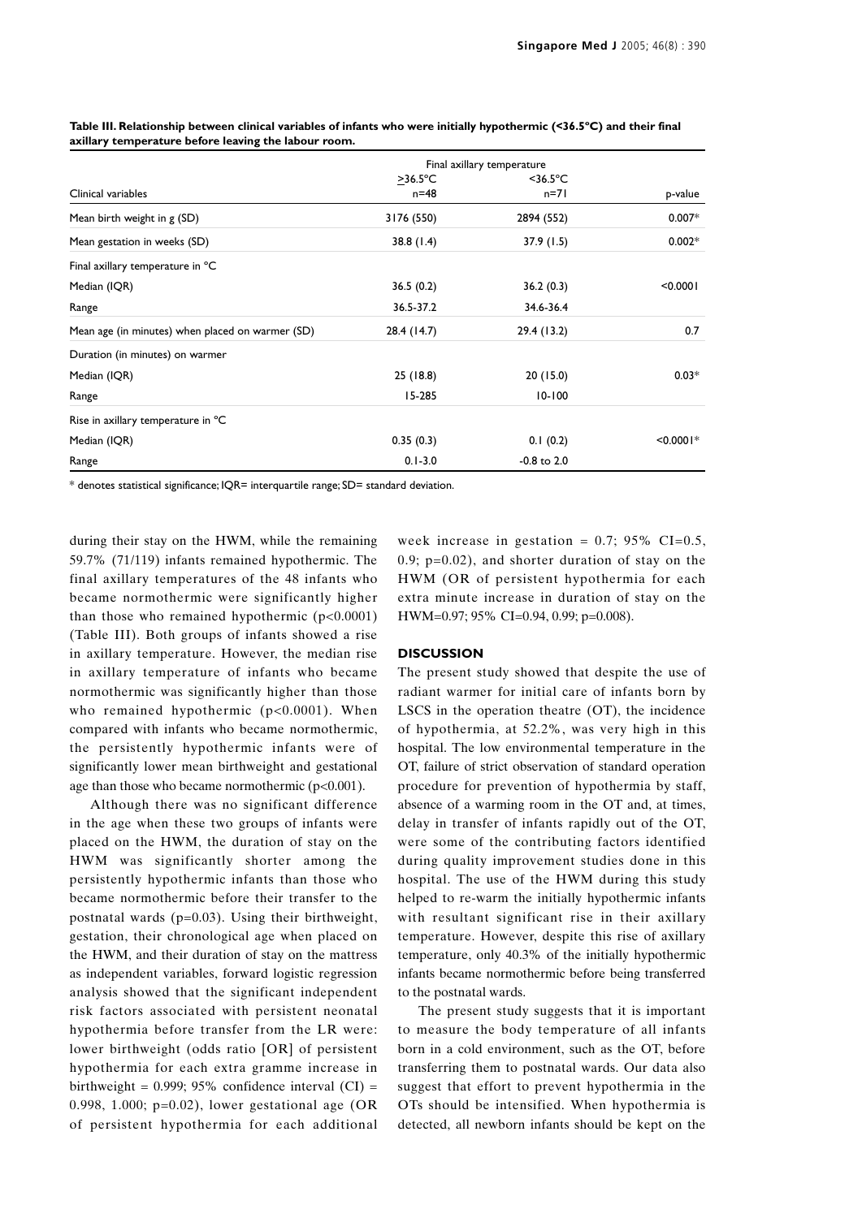**Table III. Relationship between clinical variables of infants who were initially hypothermic (<36.5°C) and their final axillary temperature before leaving the labour room.**

| Clinical variables | Final axillary temperature ≥36.5°C n=48 | <36.5°C n=71 | p-value |
|---|---|---|---|
| Mean birth weight in g (SD) | 3176 (550) | 2894 (552) | 0.007* |
| Mean gestation in weeks (SD) | 38.8 (1.4) | 37.9 (1.5) | 0.002* |
| Final axillary temperature in °C | | | |
| Median (IQR) | 36.5 (0.2) | 36.2 (0.3) | <0.0001 |
| Range | 36.5-37.2 | 34.6-36.4 | |
| Mean age (in minutes) when placed on warmer (SD) | 28.4 (14.7) | 29.4 (13.2) | 0.7 |
| Duration (in minutes) on warmer | | | |
| Median (IQR) | 25 (18.8) | 20 (15.0) | 0.03* |
| Range | 15-285 | 10-100 | |
| Rise in axillary temperature in °C | | | |
| Median (IQR) | 0.35 (0.3) | 0.1 (0.2) | <0.0001* |
| Range | 0.1-3.0 | -0.8 to 2.0 | |

* denotes statistical significance; IQR= interquartile range; SD= standard deviation.

during their stay on the HWM, while the remaining 59.7% (71/119) infants remained hypothermic. The final axillary temperatures of the 48 infants who became normothermic were significantly higher than those who remained hypothermic ($p<0.0001$) (Table III). Both groups of infants showed a rise in axillary temperature. However, the median rise in axillary temperature of infants who became normothermic was significantly higher than those who remained hypothermic ($p<0.0001$). When compared with infants who became normothermic, the persistently hypothermic infants were of significantly lower mean birthweight and gestational age than those who became normothermic ($p<0.001$).

Although there was no significant difference in the age when these two groups of infants were placed on the HWM, the duration of stay on the HWM was significantly shorter among the persistently hypothermic infants than those who became normothermic before their transfer to the postnatal wards ($p=0.03$). Using their birthweight, gestation, their chronological age when placed on the HWM, and their duration of stay on the mattress as independent variables, forward logistic regression analysis showed that the significant independent risk factors associated with persistent neonatal hypothermia before transfer from the LR were: lower birthweight (odds ratio [OR] of persistent hypothermia for each extra gramme increase in birthweight = 0.999; 95% confidence interval (CI) = 0.998, 1.000; $p=0.02$), lower gestational age (OR of persistent hypothermia for each additional week increase in gestation = 0.7; 95% CI=0.5, 0.9; $p=0.02$), and shorter duration of stay on the HWM (OR of persistent hypothermia for each extra minute increase in duration of stay on the HWM=0.97; 95% CI=0.94, 0.99; $p=0.008$).

## DISCUSSION

The present study showed that despite the use of radiant warmer for initial care of infants born by LSCS in the operation theatre (OT), the incidence of hypothermia, at 52.2%, was very high in this hospital. The low environmental temperature in the OT, failure of strict observation of standard operation procedure for prevention of hypothermia by staff, absence of a warming room in the OT and, at times, delay in transfer of infants rapidly out of the OT, were some of the contributing factors identified during quality improvement studies done in this hospital. The use of the HWM during this study helped to re-warm the initially hypothermic infants with resultant significant rise in their axillary temperature. However, despite this rise of axillary temperature, only 40.3% of the initially hypothermic infants became normothermic before being transferred to the postnatal wards.

The present study suggests that it is important to measure the body temperature of all infants born in a cold environment, such as the OT, before transferring them to postnatal wards. Our data also suggest that effort to prevent hypothermia in the OTs should be intensified. When hypothermia is detected, all newborn infants should be kept on the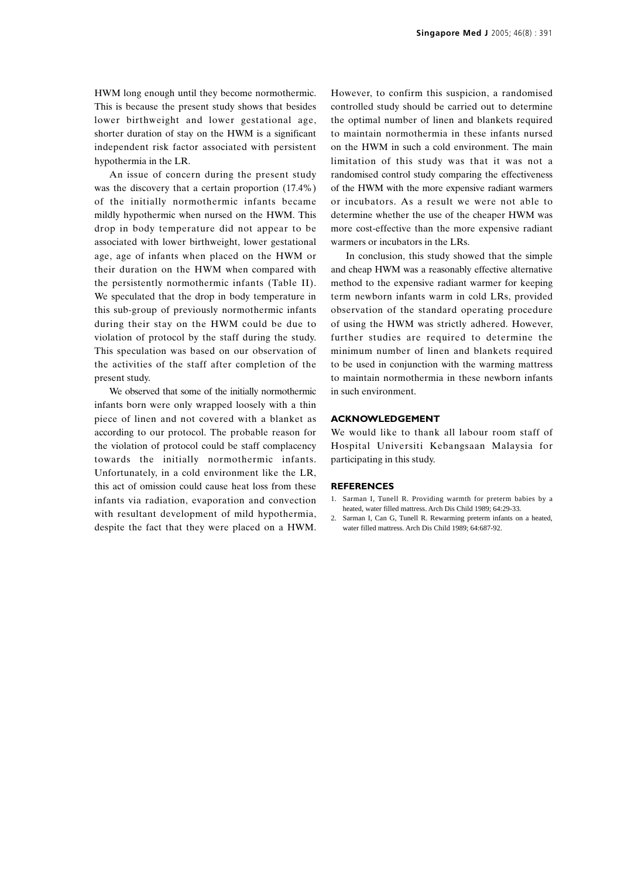HWM long enough until they become normothermic. This is because the present study shows that besides lower birthweight and lower gestational age, shorter duration of stay on the HWM is a significant independent risk factor associated with persistent hypothermia in the LR.

An issue of concern during the present study was the discovery that a certain proportion (17.4%) of the initially normothermic infants became mildly hypothermic when nursed on the HWM. This drop in body temperature did not appear to be associated with lower birthweight, lower gestational age, age of infants when placed on the HWM or their duration on the HWM when compared with the persistently normothermic infants (Table II). We speculated that the drop in body temperature in this sub-group of previously normothermic infants during their stay on the HWM could be due to violation of protocol by the staff during the study. This speculation was based on our observation of the activities of the staff after completion of the present study.

We observed that some of the initially normothermic infants born were only wrapped loosely with a thin piece of linen and not covered with a blanket as according to our protocol. The probable reason for the violation of protocol could be staff complacency towards the initially normothermic infants. Unfortunately, in a cold environment like the LR, this act of omission could cause heat loss from these infants via radiation, evaporation and convection with resultant development of mild hypothermia, despite the fact that they were placed on a HWM. However, to confirm this suspicion, a randomised controlled study should be carried out to determine the optimal number of linen and blankets required to maintain normothermia in these infants nursed on the HWM in such a cold environment. The main limitation of this study was that it was not a randomised control study comparing the effectiveness of the HWM with the more expensive radiant warmers or incubators. As a result we were not able to determine whether the use of the cheaper HWM was more cost-effective than the more expensive radiant warmers or incubators in the LRs.

In conclusion, this study showed that the simple and cheap HWM was a reasonably effective alternative method to the expensive radiant warmer for keeping term newborn infants warm in cold LRs, provided observation of the standard operating procedure of using the HWM was strictly adhered. However, further studies are required to determine the minimum number of linen and blankets required to be used in conjunction with the warming mattress to maintain normothermia in these newborn infants in such environment.

## ACKNOWLEDGEMENT

We would like to thank all labour room staff of Hospital Universiti Kebangsaan Malaysia for participating in this study.

## REFERENCES

1. Sarman I, Tunell R. Providing warmth for preterm babies by a heated, water filled mattress. Arch Dis Child 1989; 64:29-33.
2. Sarman I, Can G, Tunell R. Rewarming preterm infants on a heated, water filled mattress. Arch Dis Child 1989; 64:687-92.